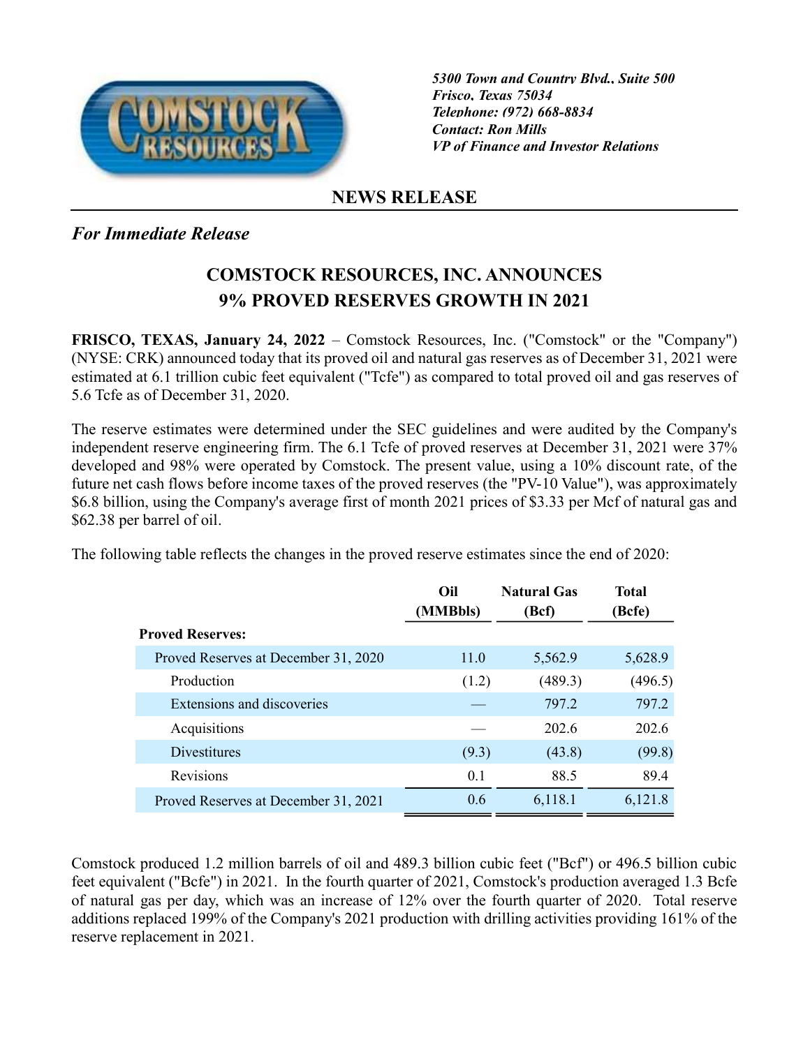5300 Town and Country Blvd., Suite 500
Frisco, Texas 75034
Telephone: (972) 668-8834
Contact: Ron Mills
VP of Finance and Investor Relations

## NEWS RELEASE

*For Immediate Release*

# COMSTOCK RESOURCES, INC. ANNOUNCES 9% PROVED RESERVES GROWTH IN 2021

**FRISCO, TEXAS, January 24, 2022** – Comstock Resources, Inc. ("Comstock" or the "Company") (NYSE: CRK) announced today that its proved oil and natural gas reserves as of December 31, 2021 were estimated at 6.1 trillion cubic feet equivalent ("Tcfe") as compared to total proved oil and gas reserves of 5.6 Tcfe as of December 31, 2020.

The reserve estimates were determined under the SEC guidelines and were audited by the Company's independent reserve engineering firm. The 6.1 Tcfe of proved reserves at December 31, 2021 were 37% developed and 98% were operated by Comstock. The present value, using a 10% discount rate, of the future net cash flows before income taxes of the proved reserves (the "PV-10 Value"), was approximately $6.8 billion, using the Company's average first of month 2021 prices of $3.33 per Mcf of natural gas and $62.38 per barrel of oil.

The following table reflects the changes in the proved reserve estimates since the end of 2020:

| | Oil (MMBbls) | Natural Gas (Bcf) | Total (Bcfe) |
|---|---|---|---|
| **Proved Reserves:** | | | |
| Proved Reserves at December 31, 2020 | 11.0 | 5,562.9 | 5,628.9 |
| Production | (1.2) | (489.3) | (496.5) |
| Extensions and discoveries | — | 797.2 | 797.2 |
| Acquisitions | — | 202.6 | 202.6 |
| Divestitures | (9.3) | (43.8) | (99.8) |
| Revisions | 0.1 | 88.5 | 89.4 |
| Proved Reserves at December 31, 2021 | 0.6 | 6,118.1 | 6,121.8 |

Comstock produced 1.2 million barrels of oil and 489.3 billion cubic feet ("Bcf") or 496.5 billion cubic feet equivalent ("Bcfe") in 2021. In the fourth quarter of 2021, Comstock's production averaged 1.3 Bcfe of natural gas per day, which was an increase of 12% over the fourth quarter of 2020. Total reserve additions replaced 199% of the Company's 2021 production with drilling activities providing 161% of the reserve replacement in 2021.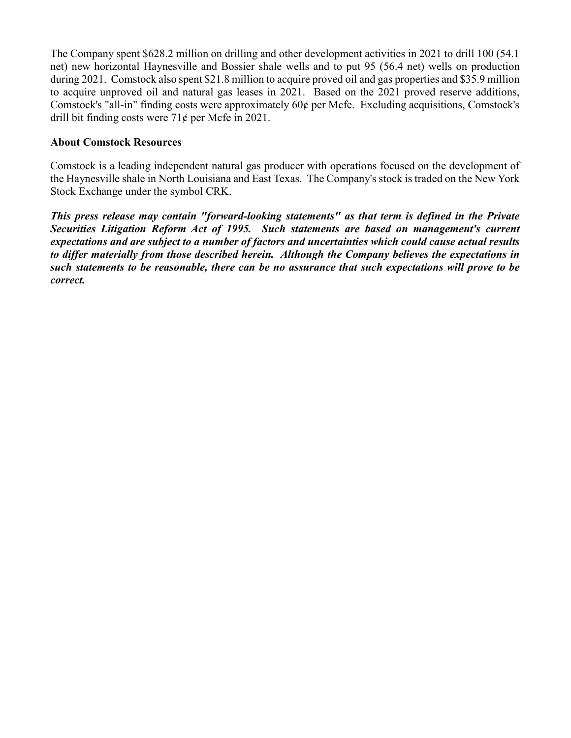The Company spent $628.2 million on drilling and other development activities in 2021 to drill 100 (54.1 net) new horizontal Haynesville and Bossier shale wells and to put 95 (56.4 net) wells on production during 2021. Comstock also spent $21.8 million to acquire proved oil and gas properties and $35.9 million to acquire unproved oil and natural gas leases in 2021. Based on the 2021 proved reserve additions, Comstock's "all-in" finding costs were approximately 60¢ per Mcfe. Excluding acquisitions, Comstock's drill bit finding costs were 71¢ per Mcfe in 2021.

**About Comstock Resources**

Comstock is a leading independent natural gas producer with operations focused on the development of the Haynesville shale in North Louisiana and East Texas. The Company's stock is traded on the New York Stock Exchange under the symbol CRK.

***This press release may contain "forward-looking statements" as that term is defined in the Private Securities Litigation Reform Act of 1995. Such statements are based on management's current expectations and are subject to a number of factors and uncertainties which could cause actual results to differ materially from those described herein. Although the Company believes the expectations in such statements to be reasonable, there can be no assurance that such expectations will prove to be correct.***